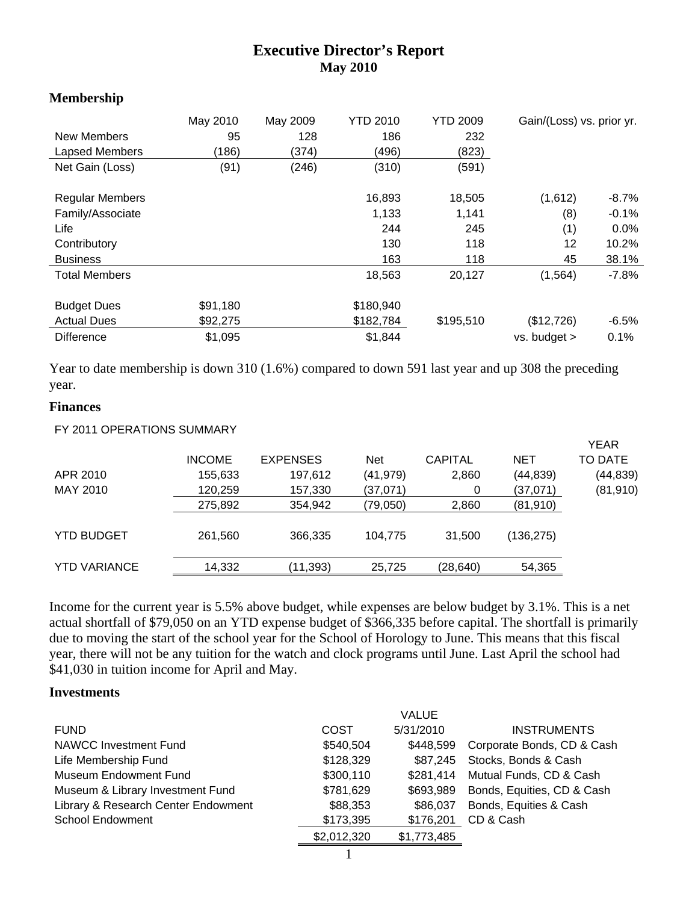# Executive Director's Report
## May 2010

### Membership

| | May 2010 | May 2009 | YTD 2010 | YTD 2009 | Gain/(Loss) vs. prior yr. | |
|---|---|---|---|---|---|---|
| New Members | 95 | 128 | 186 | 232 | | |
| Lapsed Members | (186) | (374) | (496) | (823) | | |
| Net Gain (Loss) | (91) | (246) | (310) | (591) | | |
| Regular Members | | | 16,893 | 18,505 | (1,612) | -8.7% |
| Family/Associate | | | 1,133 | 1,141 | (8) | -0.1% |
| Life | | | 244 | 245 | (1) | 0.0% |
| Contributory | | | 130 | 118 | 12 | 10.2% |
| Business | | | 163 | 118 | 45 | 38.1% |
| Total Members | | | 18,563 | 20,127 | (1,564) | -7.8% |
| Budget Dues | $91,180 | | $180,940 | | | |
| Actual Dues | $92,275 | | $182,784 | $195,510 | ($12,726) | -6.5% |
| Difference | $1,095 | | $1,844 | | vs. budget > | 0.1% |

Year to date membership is down 310 (1.6%) compared to down 591 last year and up 308 the preceding year.

### Finances

FY 2011 OPERATIONS SUMMARY

| | INCOME | EXPENSES | Net | CAPITAL | NET | YEAR TO DATE |
|---|---|---|---|---|---|---|
| APR 2010 | 155,633 | 197,612 | (41,979) | 2,860 | (44,839) | (44,839) |
| MAY 2010 | 120,259 | 157,330 | (37,071) | 0 | (37,071) | (81,910) |
| | 275,892 | 354,942 | (79,050) | 2,860 | (81,910) | |
| YTD BUDGET | 261,560 | 366,335 | 104,775 | 31,500 | (136,275) | |
| YTD VARIANCE | 14,332 | (11,393) | 25,725 | (28,640) | 54,365 | |

Income for the current year is 5.5% above budget, while expenses are below budget by 3.1%. This is a net actual shortfall of $79,050 on an YTD expense budget of $366,335 before capital. The shortfall is primarily due to moving the start of the school year for the School of Horology to June. This means that this fiscal year, there will not be any tuition for the watch and clock programs until June. Last April the school had $41,030 in tuition income for April and May.

### Investments

| FUND | COST | VALUE 5/31/2010 | INSTRUMENTS |
|---|---|---|---|
| NAWCC Investment Fund | $540,504 | $448,599 | Corporate Bonds, CD & Cash |
| Life Membership Fund | $128,329 | $87,245 | Stocks, Bonds & Cash |
| Museum Endowment Fund | $300,110 | $281,414 | Mutual Funds, CD & Cash |
| Museum & Library Investment Fund | $781,629 | $693,989 | Bonds, Equities, CD & Cash |
| Library & Research Center Endowment | $88,353 | $86,037 | Bonds, Equities & Cash |
| School Endowment | $173,395 | $176,201 | CD & Cash |
| | $2,012,320 | $1,773,485 | |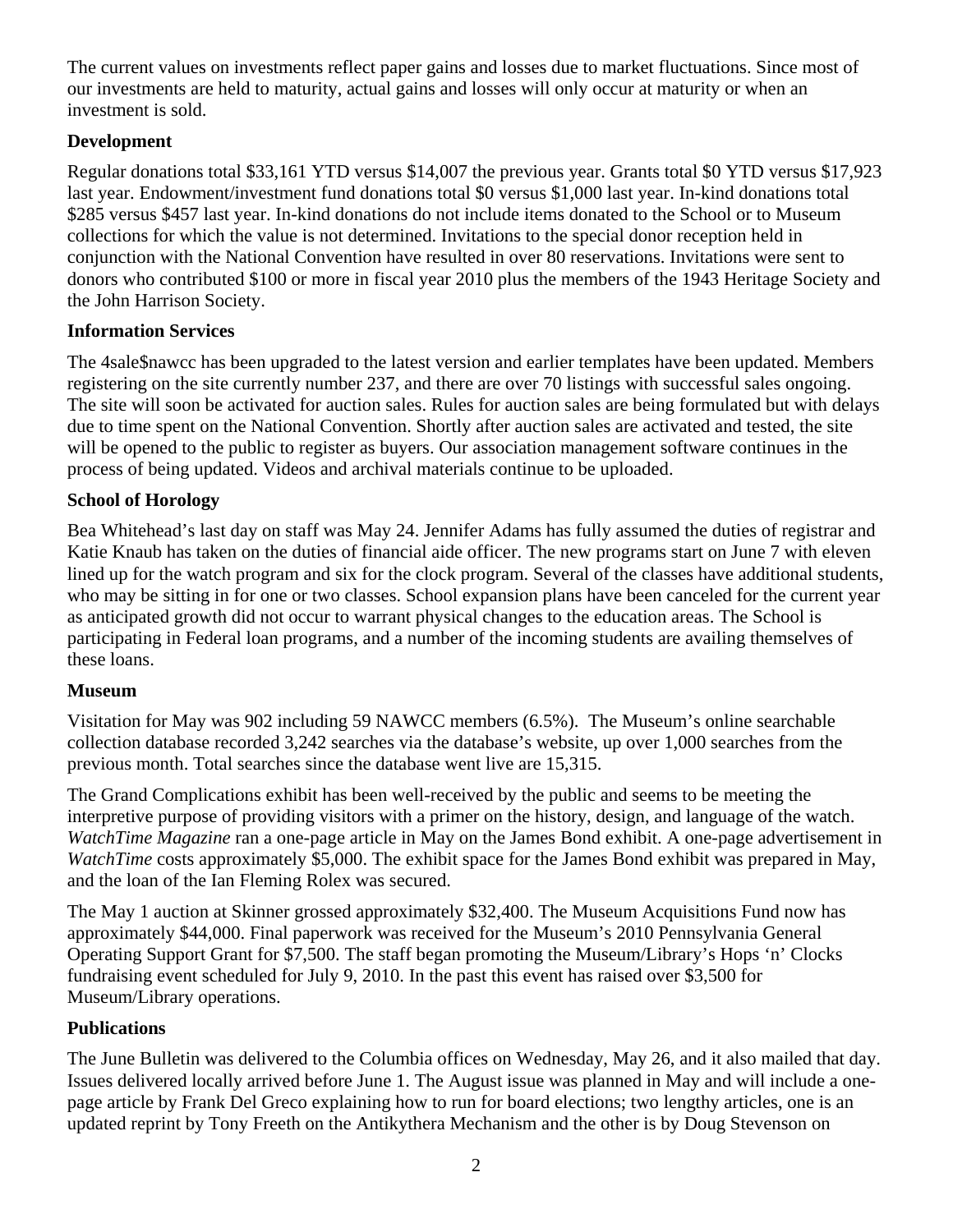The current values on investments reflect paper gains and losses due to market fluctuations. Since most of our investments are held to maturity, actual gains and losses will only occur at maturity or when an investment is sold.

**Development**

Regular donations total $33,161 YTD versus $14,007 the previous year. Grants total $0 YTD versus $17,923 last year. Endowment/investment fund donations total $0 versus $1,000 last year. In-kind donations total $285 versus $457 last year. In-kind donations do not include items donated to the School or to Museum collections for which the value is not determined. Invitations to the special donor reception held in conjunction with the National Convention have resulted in over 80 reservations. Invitations were sent to donors who contributed $100 or more in fiscal year 2010 plus the members of the 1943 Heritage Society and the John Harrison Society.

**Information Services**

The 4sale$nawcc has been upgraded to the latest version and earlier templates have been updated. Members registering on the site currently number 237, and there are over 70 listings with successful sales ongoing. The site will soon be activated for auction sales. Rules for auction sales are being formulated but with delays due to time spent on the National Convention. Shortly after auction sales are activated and tested, the site will be opened to the public to register as buyers. Our association management software continues in the process of being updated. Videos and archival materials continue to be uploaded.

**School of Horology**

Bea Whitehead's last day on staff was May 24. Jennifer Adams has fully assumed the duties of registrar and Katie Knaub has taken on the duties of financial aide officer. The new programs start on June 7 with eleven lined up for the watch program and six for the clock program. Several of the classes have additional students, who may be sitting in for one or two classes. School expansion plans have been canceled for the current year as anticipated growth did not occur to warrant physical changes to the education areas. The School is participating in Federal loan programs, and a number of the incoming students are availing themselves of these loans.

**Museum**

Visitation for May was 902 including 59 NAWCC members (6.5%). The Museum's online searchable collection database recorded 3,242 searches via the database's website, up over 1,000 searches from the previous month. Total searches since the database went live are 15,315.

The Grand Complications exhibit has been well-received by the public and seems to be meeting the interpretive purpose of providing visitors with a primer on the history, design, and language of the watch. *WatchTime Magazine* ran a one-page article in May on the James Bond exhibit. A one-page advertisement in *WatchTime* costs approximately $5,000. The exhibit space for the James Bond exhibit was prepared in May, and the loan of the Ian Fleming Rolex was secured.

The May 1 auction at Skinner grossed approximately $32,400. The Museum Acquisitions Fund now has approximately $44,000. Final paperwork was received for the Museum's 2010 Pennsylvania General Operating Support Grant for $7,500. The staff began promoting the Museum/Library's Hops 'n' Clocks fundraising event scheduled for July 9, 2010. In the past this event has raised over $3,500 for Museum/Library operations.

**Publications**

The June Bulletin was delivered to the Columbia offices on Wednesday, May 26, and it also mailed that day. Issues delivered locally arrived before June 1. The August issue was planned in May and will include a one-page article by Frank Del Greco explaining how to run for board elections; two lengthy articles, one is an updated reprint by Tony Freeth on the Antikythera Mechanism and the other is by Doug Stevenson on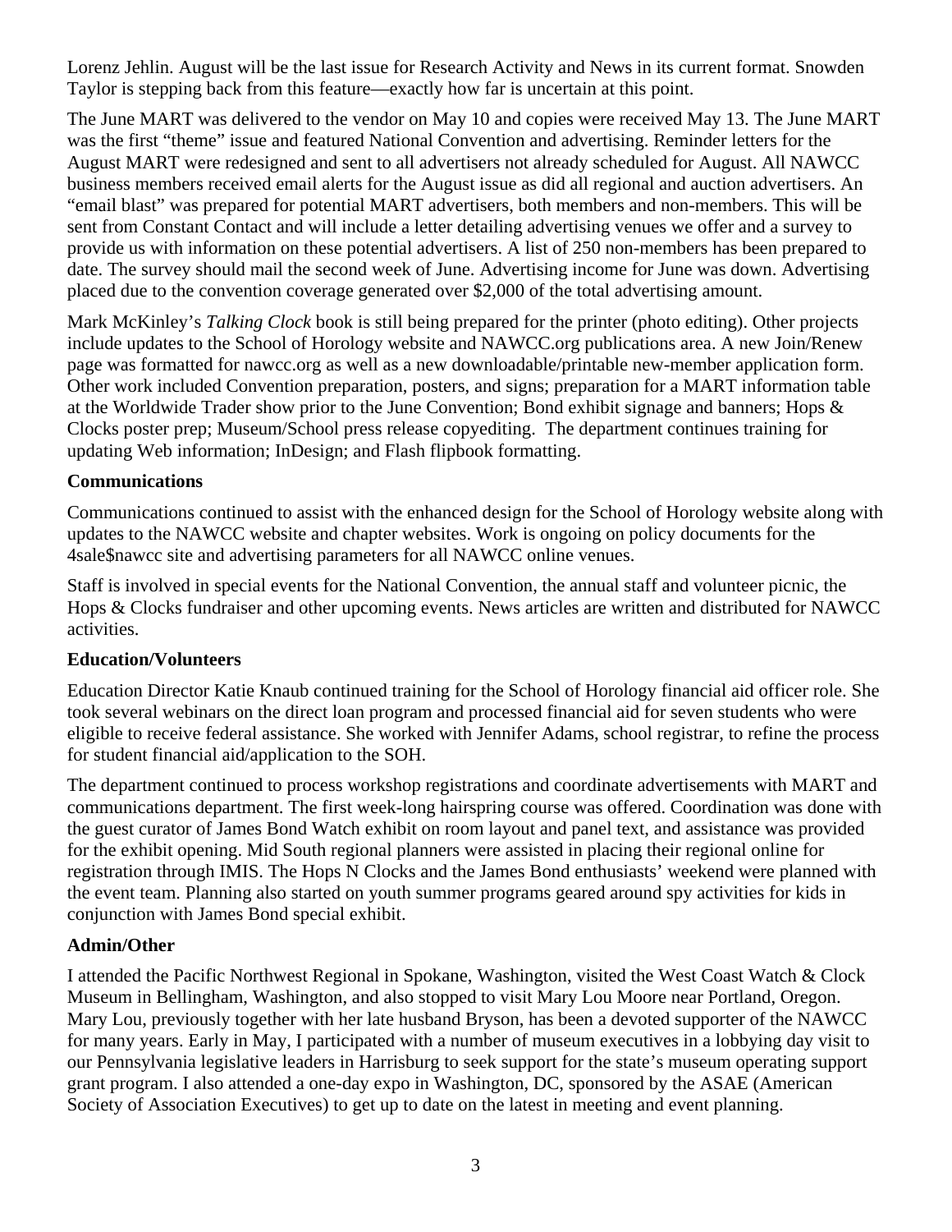Lorenz Jehlin. August will be the last issue for Research Activity and News in its current format. Snowden Taylor is stepping back from this feature—exactly how far is uncertain at this point.

The June MART was delivered to the vendor on May 10 and copies were received May 13. The June MART was the first "theme" issue and featured National Convention and advertising. Reminder letters for the August MART were redesigned and sent to all advertisers not already scheduled for August. All NAWCC business members received email alerts for the August issue as did all regional and auction advertisers. An "email blast" was prepared for potential MART advertisers, both members and non-members. This will be sent from Constant Contact and will include a letter detailing advertising venues we offer and a survey to provide us with information on these potential advertisers. A list of 250 non-members has been prepared to date. The survey should mail the second week of June. Advertising income for June was down. Advertising placed due to the convention coverage generated over $2,000 of the total advertising amount.

Mark McKinley's *Talking Clock* book is still being prepared for the printer (photo editing). Other projects include updates to the School of Horology website and NAWCC.org publications area. A new Join/Renew page was formatted for nawcc.org as well as a new downloadable/printable new-member application form. Other work included Convention preparation, posters, and signs; preparation for a MART information table at the Worldwide Trader show prior to the June Convention; Bond exhibit signage and banners; Hops & Clocks poster prep; Museum/School press release copyediting. The department continues training for updating Web information; InDesign; and Flash flipbook formatting.

**Communications**

Communications continued to assist with the enhanced design for the School of Horology website along with updates to the NAWCC website and chapter websites. Work is ongoing on policy documents for the 4sale$nawcc site and advertising parameters for all NAWCC online venues.

Staff is involved in special events for the National Convention, the annual staff and volunteer picnic, the Hops & Clocks fundraiser and other upcoming events. News articles are written and distributed for NAWCC activities.

**Education/Volunteers**

Education Director Katie Knaub continued training for the School of Horology financial aid officer role. She took several webinars on the direct loan program and processed financial aid for seven students who were eligible to receive federal assistance. She worked with Jennifer Adams, school registrar, to refine the process for student financial aid/application to the SOH.

The department continued to process workshop registrations and coordinate advertisements with MART and communications department. The first week-long hairspring course was offered. Coordination was done with the guest curator of James Bond Watch exhibit on room layout and panel text, and assistance was provided for the exhibit opening. Mid South regional planners were assisted in placing their regional online for registration through IMIS. The Hops N Clocks and the James Bond enthusiasts' weekend were planned with the event team. Planning also started on youth summer programs geared around spy activities for kids in conjunction with James Bond special exhibit.

**Admin/Other**

I attended the Pacific Northwest Regional in Spokane, Washington, visited the West Coast Watch & Clock Museum in Bellingham, Washington, and also stopped to visit Mary Lou Moore near Portland, Oregon. Mary Lou, previously together with her late husband Bryson, has been a devoted supporter of the NAWCC for many years. Early in May, I participated with a number of museum executives in a lobbying day visit to our Pennsylvania legislative leaders in Harrisburg to seek support for the state's museum operating support grant program. I also attended a one-day expo in Washington, DC, sponsored by the ASAE (American Society of Association Executives) to get up to date on the latest in meeting and event planning.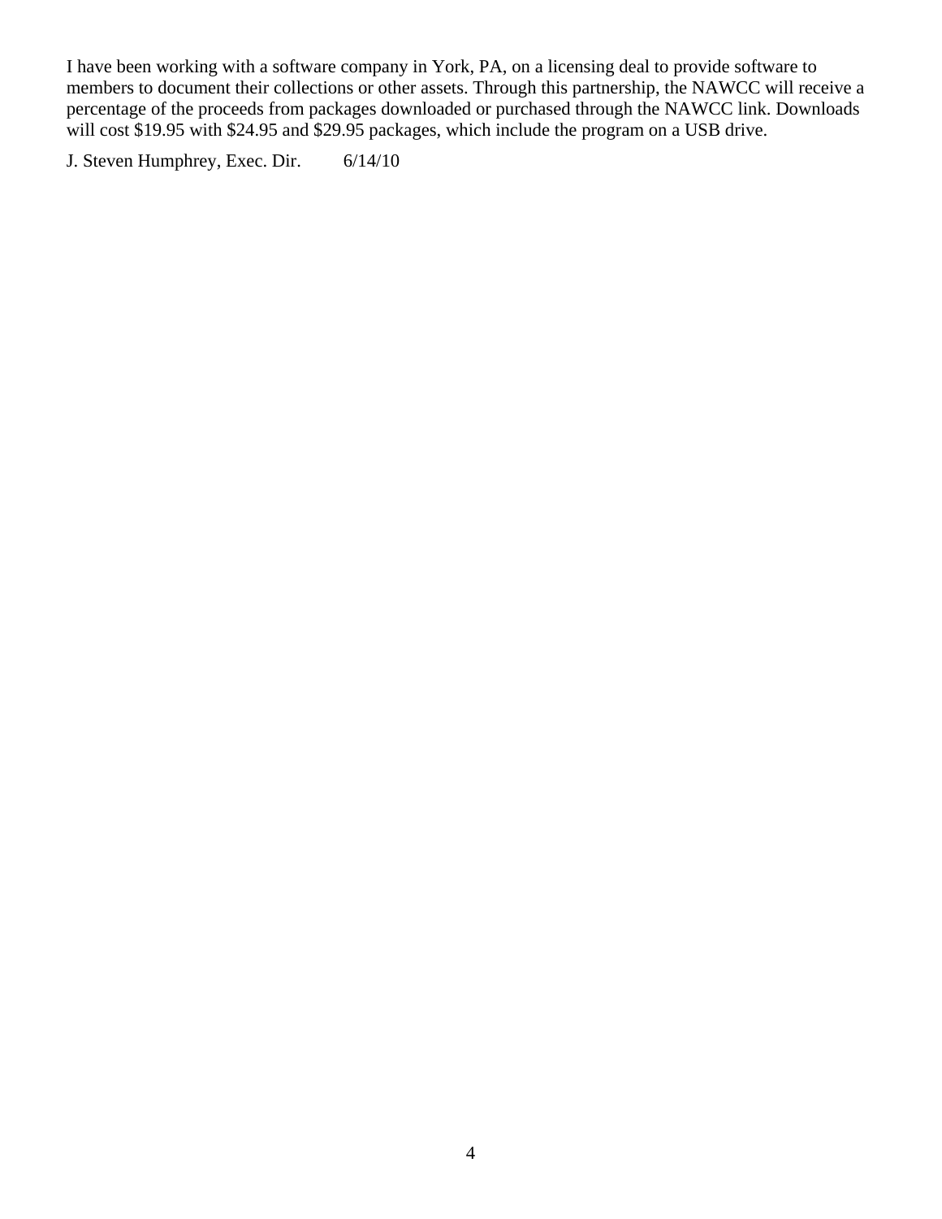I have been working with a software company in York, PA, on a licensing deal to provide software to members to document their collections or other assets. Through this partnership, the NAWCC will receive a percentage of the proceeds from packages downloaded or purchased through the NAWCC link. Downloads will cost $19.95 with $24.95 and $29.95 packages, which include the program on a USB drive.

J. Steven Humphrey, Exec. Dir.     6/14/10